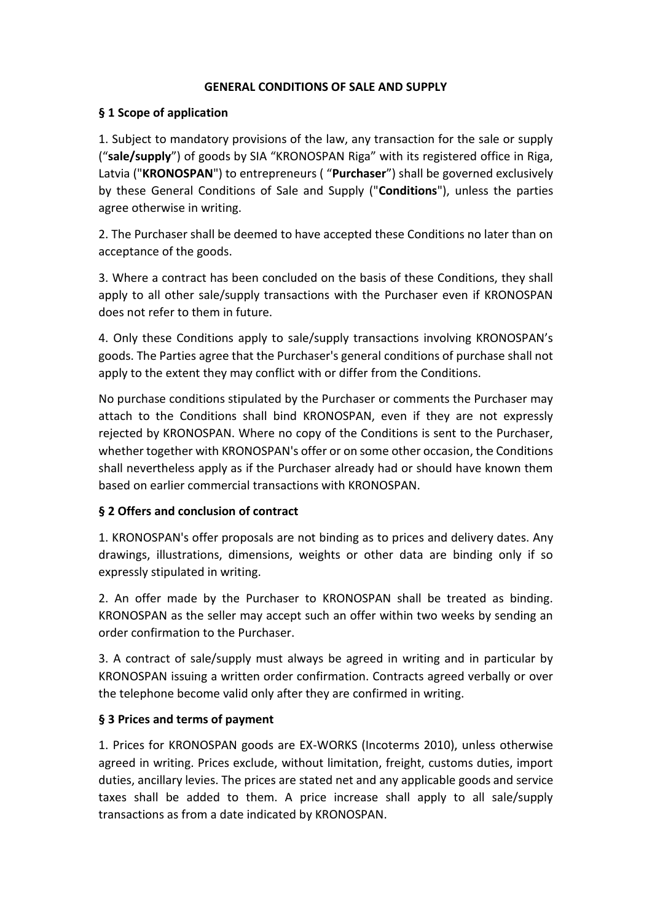# GENERAL CONDITIONS OF SALE AND SUPPLY

## § 1 Scope of application

1. Subject to mandatory provisions of the law, any transaction for the sale or supply ("**sale/supply**") of goods by SIA "KRONOSPAN Riga" with its registered office in Riga, Latvia ("**KRONOSPAN**") to entrepreneurs ( "**Purchaser**") shall be governed exclusively by these General Conditions of Sale and Supply ("**Conditions**"), unless the parties agree otherwise in writing.

2. The Purchaser shall be deemed to have accepted these Conditions no later than on acceptance of the goods.

3. Where a contract has been concluded on the basis of these Conditions, they shall apply to all other sale/supply transactions with the Purchaser even if KRONOSPAN does not refer to them in future.

4. Only these Conditions apply to sale/supply transactions involving KRONOSPAN's goods. The Parties agree that the Purchaser's general conditions of purchase shall not apply to the extent they may conflict with or differ from the Conditions.

No purchase conditions stipulated by the Purchaser or comments the Purchaser may attach to the Conditions shall bind KRONOSPAN, even if they are not expressly rejected by KRONOSPAN. Where no copy of the Conditions is sent to the Purchaser, whether together with KRONOSPAN's offer or on some other occasion, the Conditions shall nevertheless apply as if the Purchaser already had or should have known them based on earlier commercial transactions with KRONOSPAN.

## § 2 Offers and conclusion of contract

1. KRONOSPAN's offer proposals are not binding as to prices and delivery dates. Any drawings, illustrations, dimensions, weights or other data are binding only if so expressly stipulated in writing.

2. An offer made by the Purchaser to KRONOSPAN shall be treated as binding. KRONOSPAN as the seller may accept such an offer within two weeks by sending an order confirmation to the Purchaser.

3. A contract of sale/supply must always be agreed in writing and in particular by KRONOSPAN issuing a written order confirmation. Contracts agreed verbally or over the telephone become valid only after they are confirmed in writing.

## § 3 Prices and terms of payment

1. Prices for KRONOSPAN goods are EX-WORKS (Incoterms 2010), unless otherwise agreed in writing. Prices exclude, without limitation, freight, customs duties, import duties, ancillary levies. The prices are stated net and any applicable goods and service taxes shall be added to them. A price increase shall apply to all sale/supply transactions as from a date indicated by KRONOSPAN.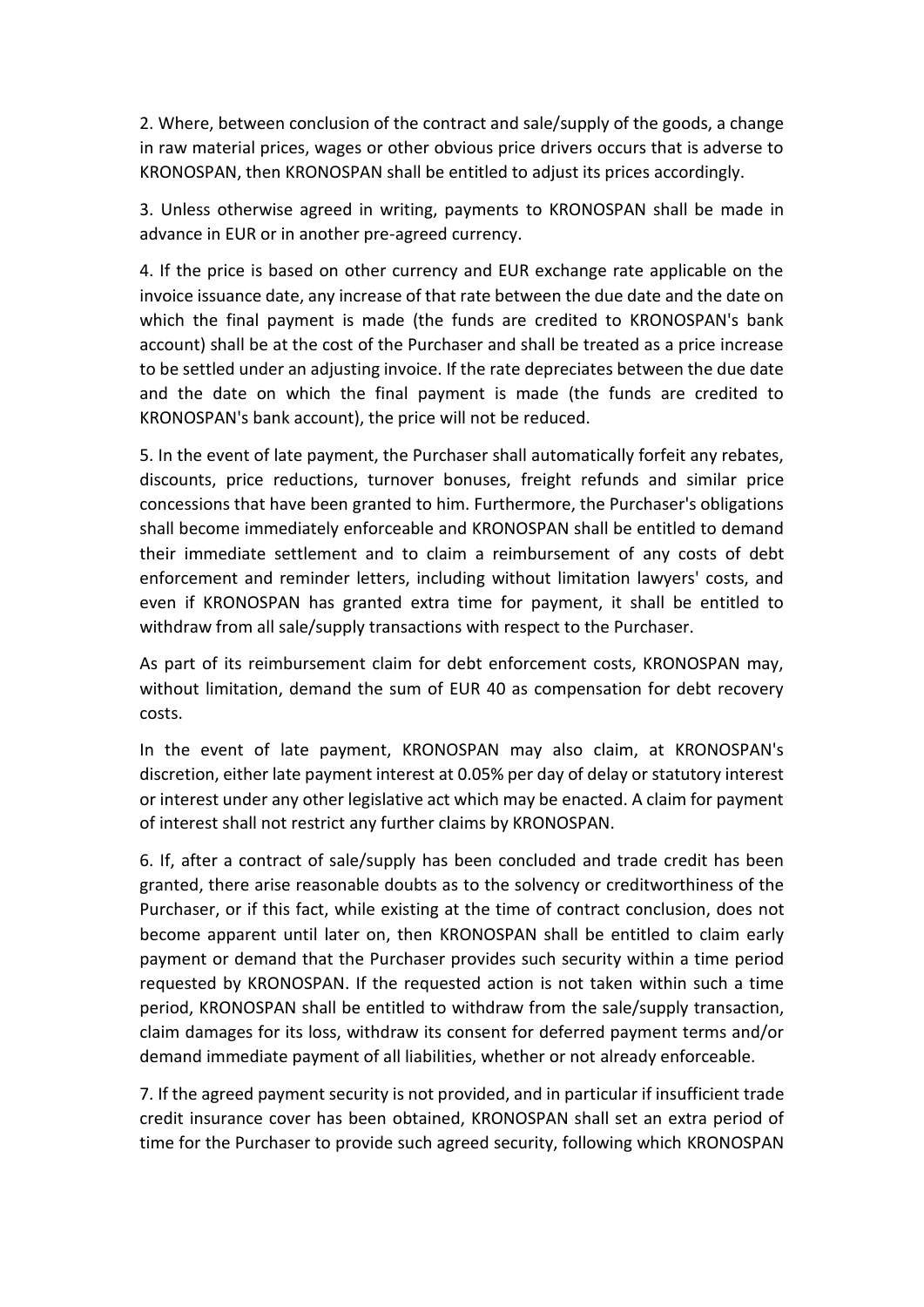2. Where, between conclusion of the contract and sale/supply of the goods, a change in raw material prices, wages or other obvious price drivers occurs that is adverse to KRONOSPAN, then KRONOSPAN shall be entitled to adjust its prices accordingly.

3. Unless otherwise agreed in writing, payments to KRONOSPAN shall be made in advance in EUR or in another pre-agreed currency.

4. If the price is based on other currency and EUR exchange rate applicable on the invoice issuance date, any increase of that rate between the due date and the date on which the final payment is made (the funds are credited to KRONOSPAN's bank account) shall be at the cost of the Purchaser and shall be treated as a price increase to be settled under an adjusting invoice. If the rate depreciates between the due date and the date on which the final payment is made (the funds are credited to KRONOSPAN's bank account), the price will not be reduced.

5. In the event of late payment, the Purchaser shall automatically forfeit any rebates, discounts, price reductions, turnover bonuses, freight refunds and similar price concessions that have been granted to him. Furthermore, the Purchaser's obligations shall become immediately enforceable and KRONOSPAN shall be entitled to demand their immediate settlement and to claim a reimbursement of any costs of debt enforcement and reminder letters, including without limitation lawyers' costs, and even if KRONOSPAN has granted extra time for payment, it shall be entitled to withdraw from all sale/supply transactions with respect to the Purchaser.

As part of its reimbursement claim for debt enforcement costs, KRONOSPAN may, without limitation, demand the sum of EUR 40 as compensation for debt recovery costs.

In the event of late payment, KRONOSPAN may also claim, at KRONOSPAN's discretion, either late payment interest at 0.05% per day of delay or statutory interest or interest under any other legislative act which may be enacted. A claim for payment of interest shall not restrict any further claims by KRONOSPAN.

6. If, after a contract of sale/supply has been concluded and trade credit has been granted, there arise reasonable doubts as to the solvency or creditworthiness of the Purchaser, or if this fact, while existing at the time of contract conclusion, does not become apparent until later on, then KRONOSPAN shall be entitled to claim early payment or demand that the Purchaser provides such security within a time period requested by KRONOSPAN. If the requested action is not taken within such a time period, KRONOSPAN shall be entitled to withdraw from the sale/supply transaction, claim damages for its loss, withdraw its consent for deferred payment terms and/or demand immediate payment of all liabilities, whether or not already enforceable.

7. If the agreed payment security is not provided, and in particular if insufficient trade credit insurance cover has been obtained, KRONOSPAN shall set an extra period of time for the Purchaser to provide such agreed security, following which KRONOSPAN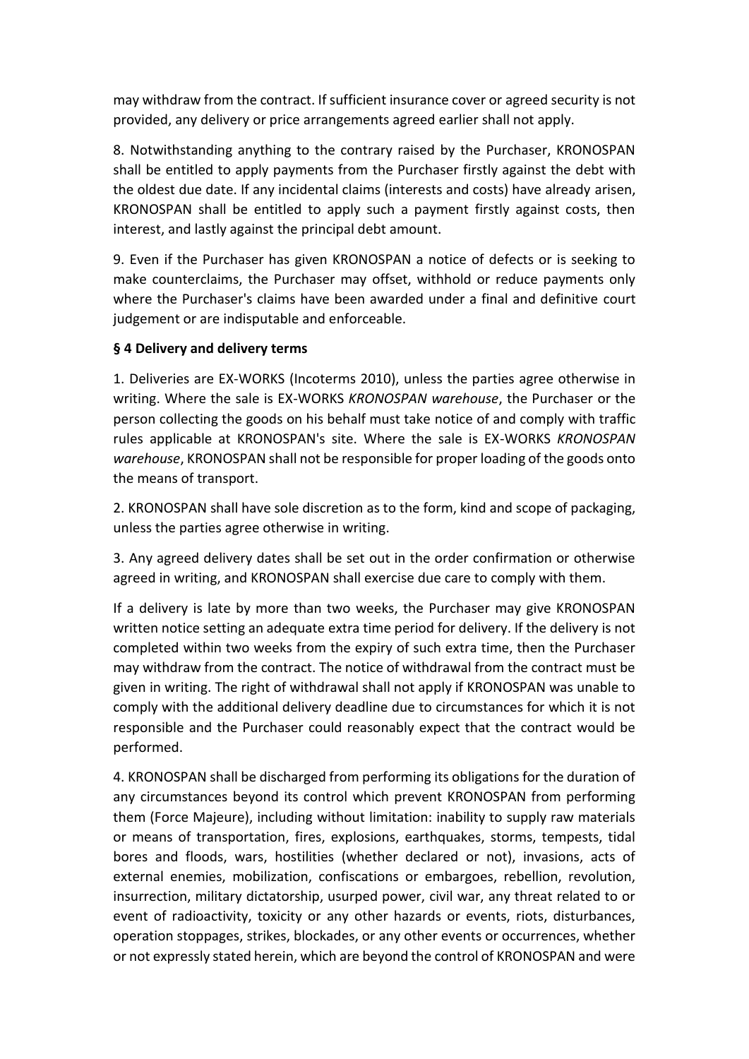may withdraw from the contract. If sufficient insurance cover or agreed security is not provided, any delivery or price arrangements agreed earlier shall not apply.

8. Notwithstanding anything to the contrary raised by the Purchaser, KRONOSPAN shall be entitled to apply payments from the Purchaser firstly against the debt with the oldest due date. If any incidental claims (interests and costs) have already arisen, KRONOSPAN shall be entitled to apply such a payment firstly against costs, then interest, and lastly against the principal debt amount.

9. Even if the Purchaser has given KRONOSPAN a notice of defects or is seeking to make counterclaims, the Purchaser may offset, withhold or reduce payments only where the Purchaser's claims have been awarded under a final and definitive court judgement or are indisputable and enforceable.

**§ 4 Delivery and delivery terms**

1. Deliveries are EX-WORKS (Incoterms 2010), unless the parties agree otherwise in writing. Where the sale is EX-WORKS *KRONOSPAN warehouse*, the Purchaser or the person collecting the goods on his behalf must take notice of and comply with traffic rules applicable at KRONOSPAN's site. Where the sale is EX-WORKS *KRONOSPAN warehouse*, KRONOSPAN shall not be responsible for proper loading of the goods onto the means of transport.

2. KRONOSPAN shall have sole discretion as to the form, kind and scope of packaging, unless the parties agree otherwise in writing.

3. Any agreed delivery dates shall be set out in the order confirmation or otherwise agreed in writing, and KRONOSPAN shall exercise due care to comply with them.

If a delivery is late by more than two weeks, the Purchaser may give KRONOSPAN written notice setting an adequate extra time period for delivery. If the delivery is not completed within two weeks from the expiry of such extra time, then the Purchaser may withdraw from the contract. The notice of withdrawal from the contract must be given in writing. The right of withdrawal shall not apply if KRONOSPAN was unable to comply with the additional delivery deadline due to circumstances for which it is not responsible and the Purchaser could reasonably expect that the contract would be performed.

4. KRONOSPAN shall be discharged from performing its obligations for the duration of any circumstances beyond its control which prevent KRONOSPAN from performing them (Force Majeure), including without limitation: inability to supply raw materials or means of transportation, fires, explosions, earthquakes, storms, tempests, tidal bores and floods, wars, hostilities (whether declared or not), invasions, acts of external enemies, mobilization, confiscations or embargoes, rebellion, revolution, insurrection, military dictatorship, usurped power, civil war, any threat related to or event of radioactivity, toxicity or any other hazards or events, riots, disturbances, operation stoppages, strikes, blockades, or any other events or occurrences, whether or not expressly stated herein, which are beyond the control of KRONOSPAN and were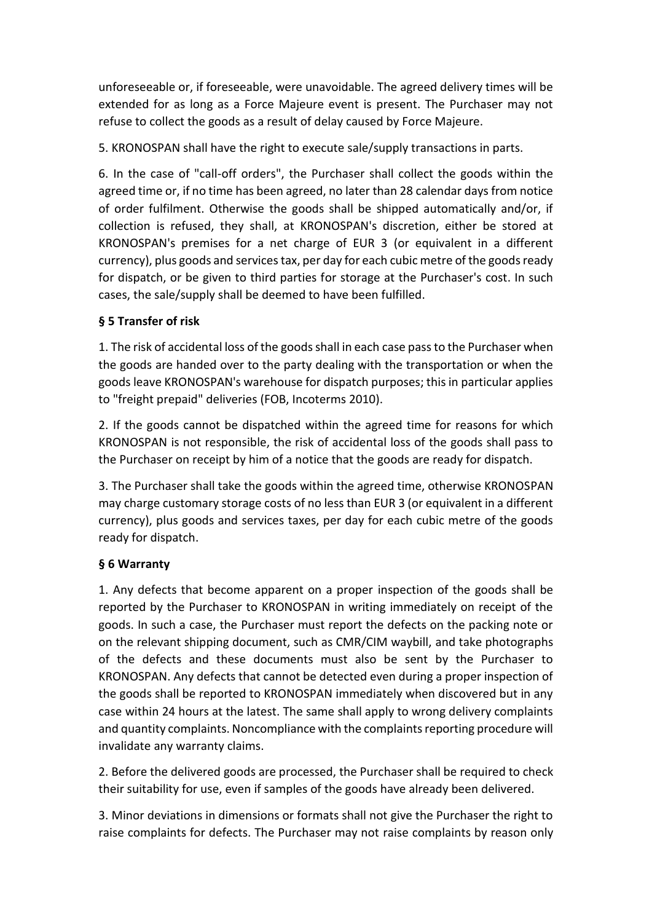unforeseeable or, if foreseeable, were unavoidable. The agreed delivery times will be extended for as long as a Force Majeure event is present. The Purchaser may not refuse to collect the goods as a result of delay caused by Force Majeure.

5. KRONOSPAN shall have the right to execute sale/supply transactions in parts.

6. In the case of "call-off orders", the Purchaser shall collect the goods within the agreed time or, if no time has been agreed, no later than 28 calendar days from notice of order fulfilment. Otherwise the goods shall be shipped automatically and/or, if collection is refused, they shall, at KRONOSPAN's discretion, either be stored at KRONOSPAN's premises for a net charge of EUR 3 (or equivalent in a different currency), plus goods and services tax, per day for each cubic metre of the goods ready for dispatch, or be given to third parties for storage at the Purchaser's cost. In such cases, the sale/supply shall be deemed to have been fulfilled.

## § 5 Transfer of risk

1. The risk of accidental loss of the goods shall in each case pass to the Purchaser when the goods are handed over to the party dealing with the transportation or when the goods leave KRONOSPAN's warehouse for dispatch purposes; this in particular applies to "freight prepaid" deliveries (FOB, Incoterms 2010).

2. If the goods cannot be dispatched within the agreed time for reasons for which KRONOSPAN is not responsible, the risk of accidental loss of the goods shall pass to the Purchaser on receipt by him of a notice that the goods are ready for dispatch.

3. The Purchaser shall take the goods within the agreed time, otherwise KRONOSPAN may charge customary storage costs of no less than EUR 3 (or equivalent in a different currency), plus goods and services taxes, per day for each cubic metre of the goods ready for dispatch.

## § 6 Warranty

1. Any defects that become apparent on a proper inspection of the goods shall be reported by the Purchaser to KRONOSPAN in writing immediately on receipt of the goods. In such a case, the Purchaser must report the defects on the packing note or on the relevant shipping document, such as CMR/CIM waybill, and take photographs of the defects and these documents must also be sent by the Purchaser to KRONOSPAN. Any defects that cannot be detected even during a proper inspection of the goods shall be reported to KRONOSPAN immediately when discovered but in any case within 24 hours at the latest. The same shall apply to wrong delivery complaints and quantity complaints. Noncompliance with the complaints reporting procedure will invalidate any warranty claims.

2. Before the delivered goods are processed, the Purchaser shall be required to check their suitability for use, even if samples of the goods have already been delivered.

3. Minor deviations in dimensions or formats shall not give the Purchaser the right to raise complaints for defects. The Purchaser may not raise complaints by reason only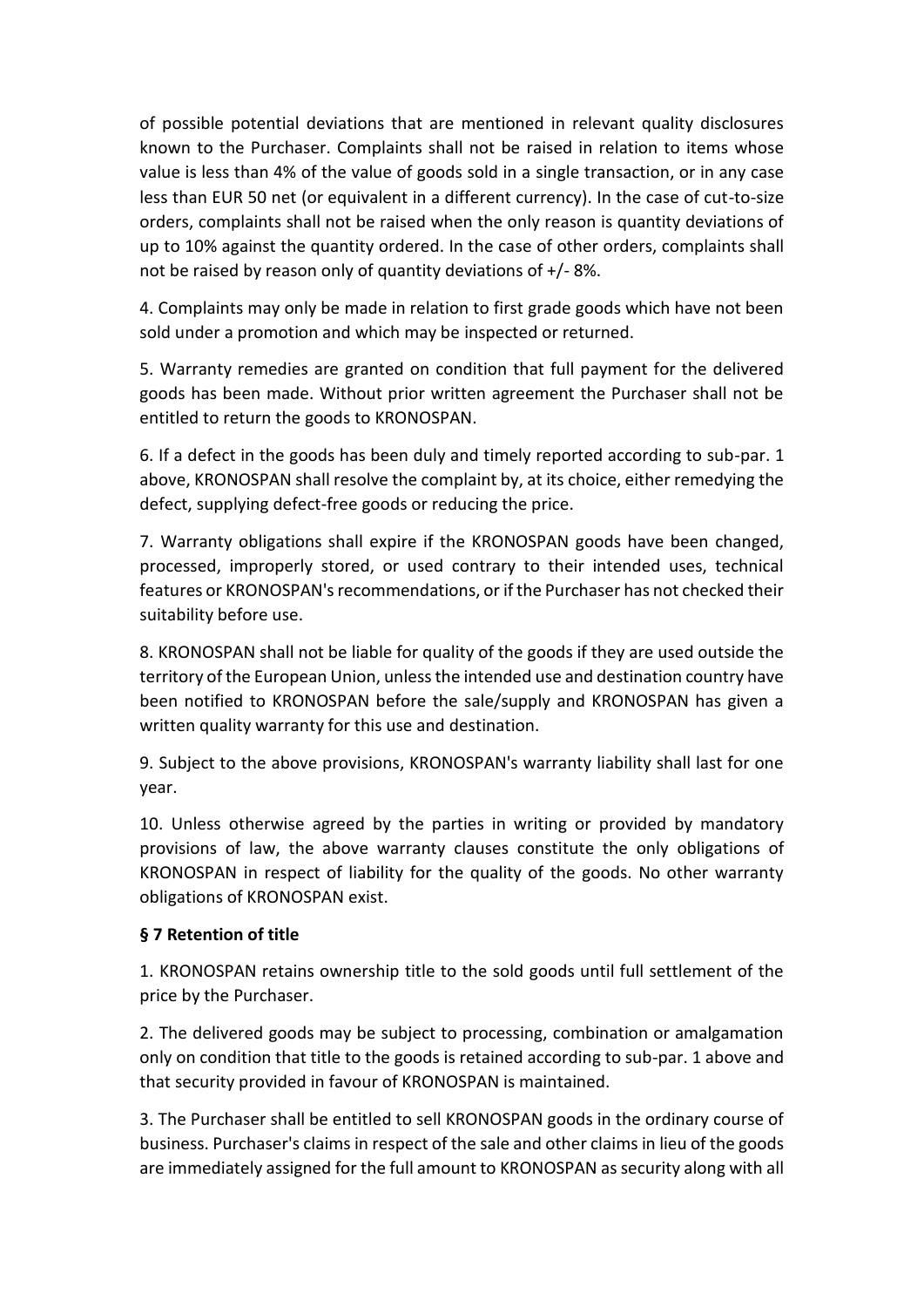of possible potential deviations that are mentioned in relevant quality disclosures known to the Purchaser. Complaints shall not be raised in relation to items whose value is less than 4% of the value of goods sold in a single transaction, or in any case less than EUR 50 net (or equivalent in a different currency). In the case of cut-to-size orders, complaints shall not be raised when the only reason is quantity deviations of up to 10% against the quantity ordered. In the case of other orders, complaints shall not be raised by reason only of quantity deviations of +/- 8%.

4. Complaints may only be made in relation to first grade goods which have not been sold under a promotion and which may be inspected or returned.

5. Warranty remedies are granted on condition that full payment for the delivered goods has been made. Without prior written agreement the Purchaser shall not be entitled to return the goods to KRONOSPAN.

6. If a defect in the goods has been duly and timely reported according to sub-par. 1 above, KRONOSPAN shall resolve the complaint by, at its choice, either remedying the defect, supplying defect-free goods or reducing the price.

7. Warranty obligations shall expire if the KRONOSPAN goods have been changed, processed, improperly stored, or used contrary to their intended uses, technical features or KRONOSPAN's recommendations, or if the Purchaser has not checked their suitability before use.

8. KRONOSPAN shall not be liable for quality of the goods if they are used outside the territory of the European Union, unless the intended use and destination country have been notified to KRONOSPAN before the sale/supply and KRONOSPAN has given a written quality warranty for this use and destination.

9. Subject to the above provisions, KRONOSPAN's warranty liability shall last for one year.

10. Unless otherwise agreed by the parties in writing or provided by mandatory provisions of law, the above warranty clauses constitute the only obligations of KRONOSPAN in respect of liability for the quality of the goods. No other warranty obligations of KRONOSPAN exist.

### § 7 Retention of title

1. KRONOSPAN retains ownership title to the sold goods until full settlement of the price by the Purchaser.

2. The delivered goods may be subject to processing, combination or amalgamation only on condition that title to the goods is retained according to sub-par. 1 above and that security provided in favour of KRONOSPAN is maintained.

3. The Purchaser shall be entitled to sell KRONOSPAN goods in the ordinary course of business. Purchaser's claims in respect of the sale and other claims in lieu of the goods are immediately assigned for the full amount to KRONOSPAN as security along with all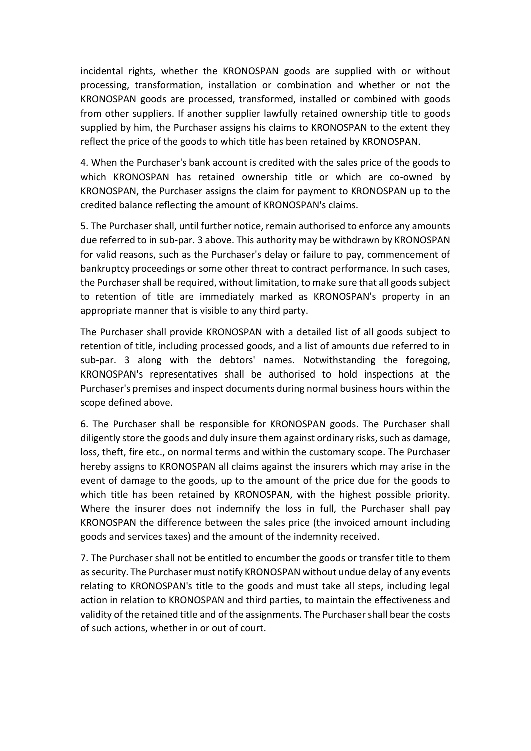incidental rights, whether the KRONOSPAN goods are supplied with or without processing, transformation, installation or combination and whether or not the KRONOSPAN goods are processed, transformed, installed or combined with goods from other suppliers. If another supplier lawfully retained ownership title to goods supplied by him, the Purchaser assigns his claims to KRONOSPAN to the extent they reflect the price of the goods to which title has been retained by KRONOSPAN.

4. When the Purchaser's bank account is credited with the sales price of the goods to which KRONOSPAN has retained ownership title or which are co-owned by KRONOSPAN, the Purchaser assigns the claim for payment to KRONOSPAN up to the credited balance reflecting the amount of KRONOSPAN's claims.

5. The Purchaser shall, until further notice, remain authorised to enforce any amounts due referred to in sub-par. 3 above. This authority may be withdrawn by KRONOSPAN for valid reasons, such as the Purchaser's delay or failure to pay, commencement of bankruptcy proceedings or some other threat to contract performance. In such cases, the Purchaser shall be required, without limitation, to make sure that all goods subject to retention of title are immediately marked as KRONOSPAN's property in an appropriate manner that is visible to any third party.

The Purchaser shall provide KRONOSPAN with a detailed list of all goods subject to retention of title, including processed goods, and a list of amounts due referred to in sub-par. 3 along with the debtors' names. Notwithstanding the foregoing, KRONOSPAN's representatives shall be authorised to hold inspections at the Purchaser's premises and inspect documents during normal business hours within the scope defined above.

6. The Purchaser shall be responsible for KRONOSPAN goods. The Purchaser shall diligently store the goods and duly insure them against ordinary risks, such as damage, loss, theft, fire etc., on normal terms and within the customary scope. The Purchaser hereby assigns to KRONOSPAN all claims against the insurers which may arise in the event of damage to the goods, up to the amount of the price due for the goods to which title has been retained by KRONOSPAN, with the highest possible priority. Where the insurer does not indemnify the loss in full, the Purchaser shall pay KRONOSPAN the difference between the sales price (the invoiced amount including goods and services taxes) and the amount of the indemnity received.

7. The Purchaser shall not be entitled to encumber the goods or transfer title to them as security. The Purchaser must notify KRONOSPAN without undue delay of any events relating to KRONOSPAN's title to the goods and must take all steps, including legal action in relation to KRONOSPAN and third parties, to maintain the effectiveness and validity of the retained title and of the assignments. The Purchaser shall bear the costs of such actions, whether in or out of court.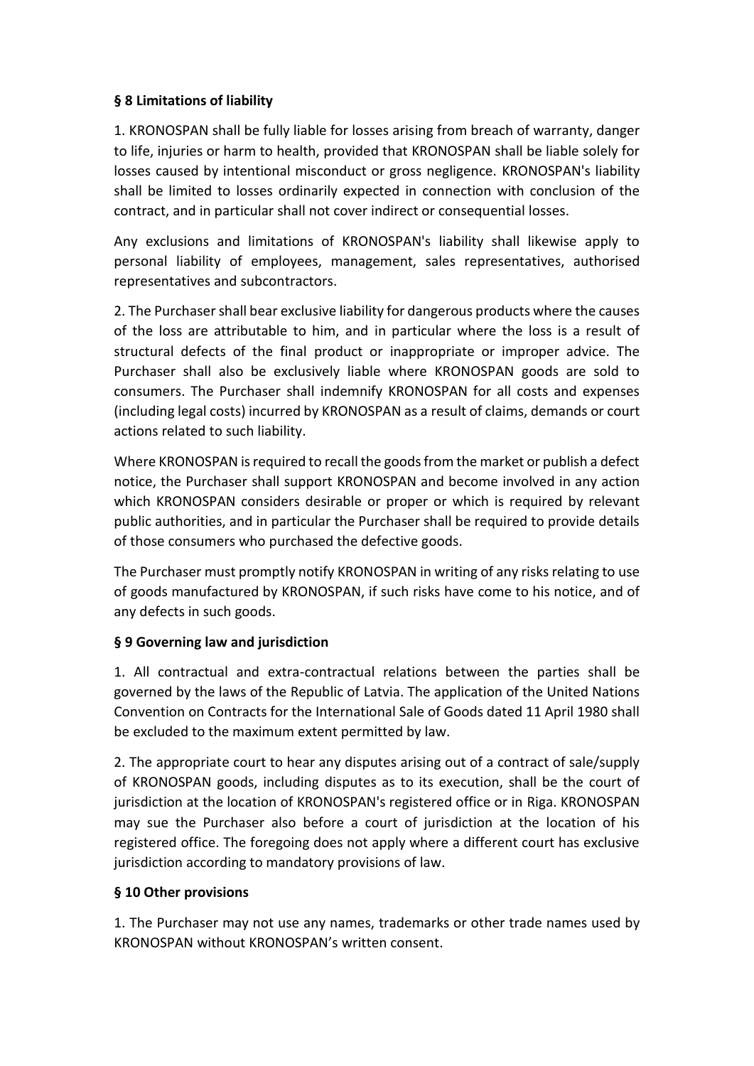**§ 8 Limitations of liability**

1. KRONOSPAN shall be fully liable for losses arising from breach of warranty, danger to life, injuries or harm to health, provided that KRONOSPAN shall be liable solely for losses caused by intentional misconduct or gross negligence. KRONOSPAN's liability shall be limited to losses ordinarily expected in connection with conclusion of the contract, and in particular shall not cover indirect or consequential losses.

Any exclusions and limitations of KRONOSPAN's liability shall likewise apply to personal liability of employees, management, sales representatives, authorised representatives and subcontractors.

2. The Purchaser shall bear exclusive liability for dangerous products where the causes of the loss are attributable to him, and in particular where the loss is a result of structural defects of the final product or inappropriate or improper advice. The Purchaser shall also be exclusively liable where KRONOSPAN goods are sold to consumers. The Purchaser shall indemnify KRONOSPAN for all costs and expenses (including legal costs) incurred by KRONOSPAN as a result of claims, demands or court actions related to such liability.

Where KRONOSPAN is required to recall the goods from the market or publish a defect notice, the Purchaser shall support KRONOSPAN and become involved in any action which KRONOSPAN considers desirable or proper or which is required by relevant public authorities, and in particular the Purchaser shall be required to provide details of those consumers who purchased the defective goods.

The Purchaser must promptly notify KRONOSPAN in writing of any risks relating to use of goods manufactured by KRONOSPAN, if such risks have come to his notice, and of any defects in such goods.

**§ 9 Governing law and jurisdiction**

1. All contractual and extra-contractual relations between the parties shall be governed by the laws of the Republic of Latvia. The application of the United Nations Convention on Contracts for the International Sale of Goods dated 11 April 1980 shall be excluded to the maximum extent permitted by law.

2. The appropriate court to hear any disputes arising out of a contract of sale/supply of KRONOSPAN goods, including disputes as to its execution, shall be the court of jurisdiction at the location of KRONOSPAN's registered office or in Riga. KRONOSPAN may sue the Purchaser also before a court of jurisdiction at the location of his registered office. The foregoing does not apply where a different court has exclusive jurisdiction according to mandatory provisions of law.

**§ 10 Other provisions**

1. The Purchaser may not use any names, trademarks or other trade names used by KRONOSPAN without KRONOSPAN’s written consent.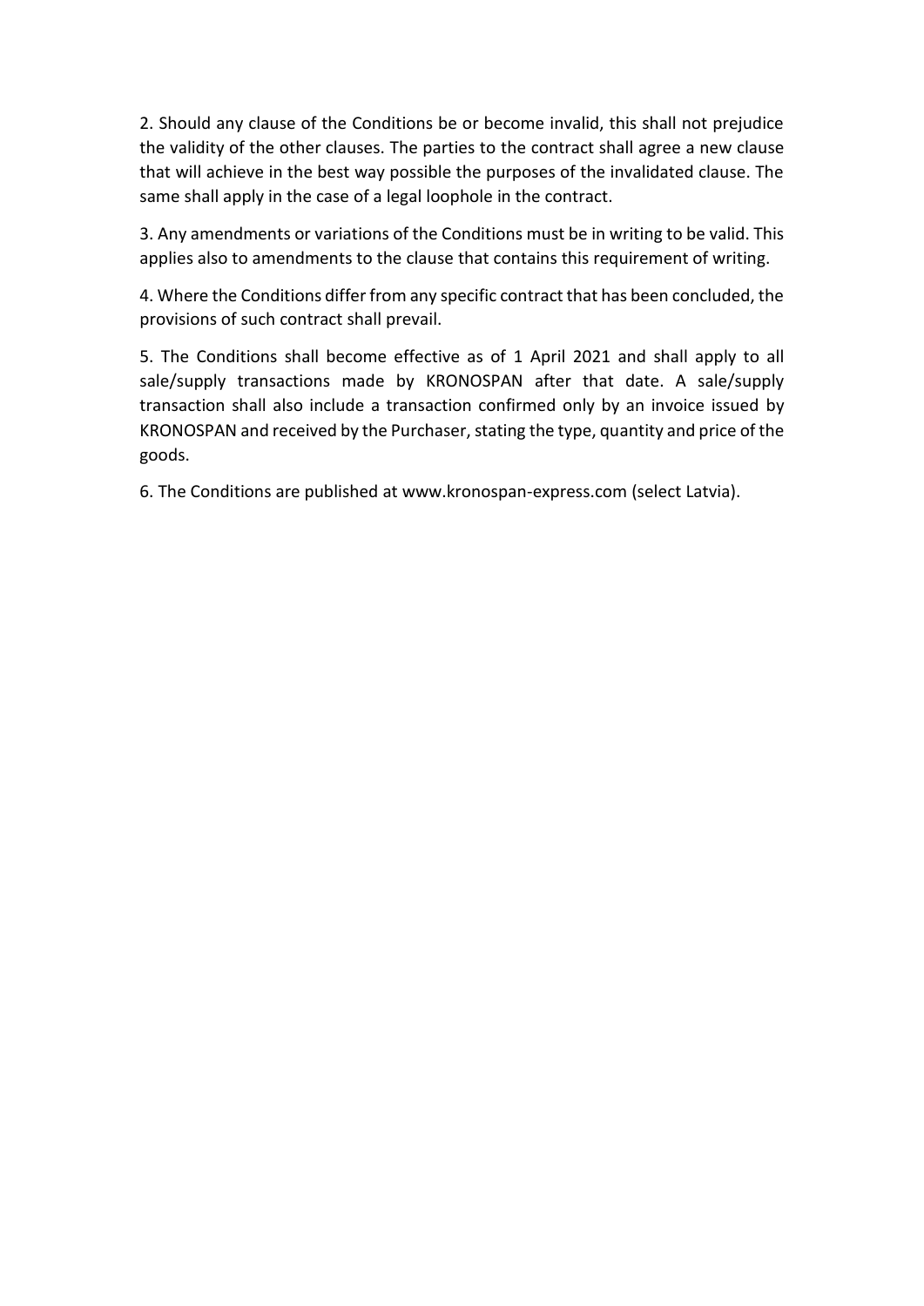2. Should any clause of the Conditions be or become invalid, this shall not prejudice the validity of the other clauses. The parties to the contract shall agree a new clause that will achieve in the best way possible the purposes of the invalidated clause. The same shall apply in the case of a legal loophole in the contract.

3. Any amendments or variations of the Conditions must be in writing to be valid. This applies also to amendments to the clause that contains this requirement of writing.

4. Where the Conditions differ from any specific contract that has been concluded, the provisions of such contract shall prevail.

5. The Conditions shall become effective as of 1 April 2021 and shall apply to all sale/supply transactions made by KRONOSPAN after that date. A sale/supply transaction shall also include a transaction confirmed only by an invoice issued by KRONOSPAN and received by the Purchaser, stating the type, quantity and price of the goods.

6. The Conditions are published at www.kronospan-express.com (select Latvia).